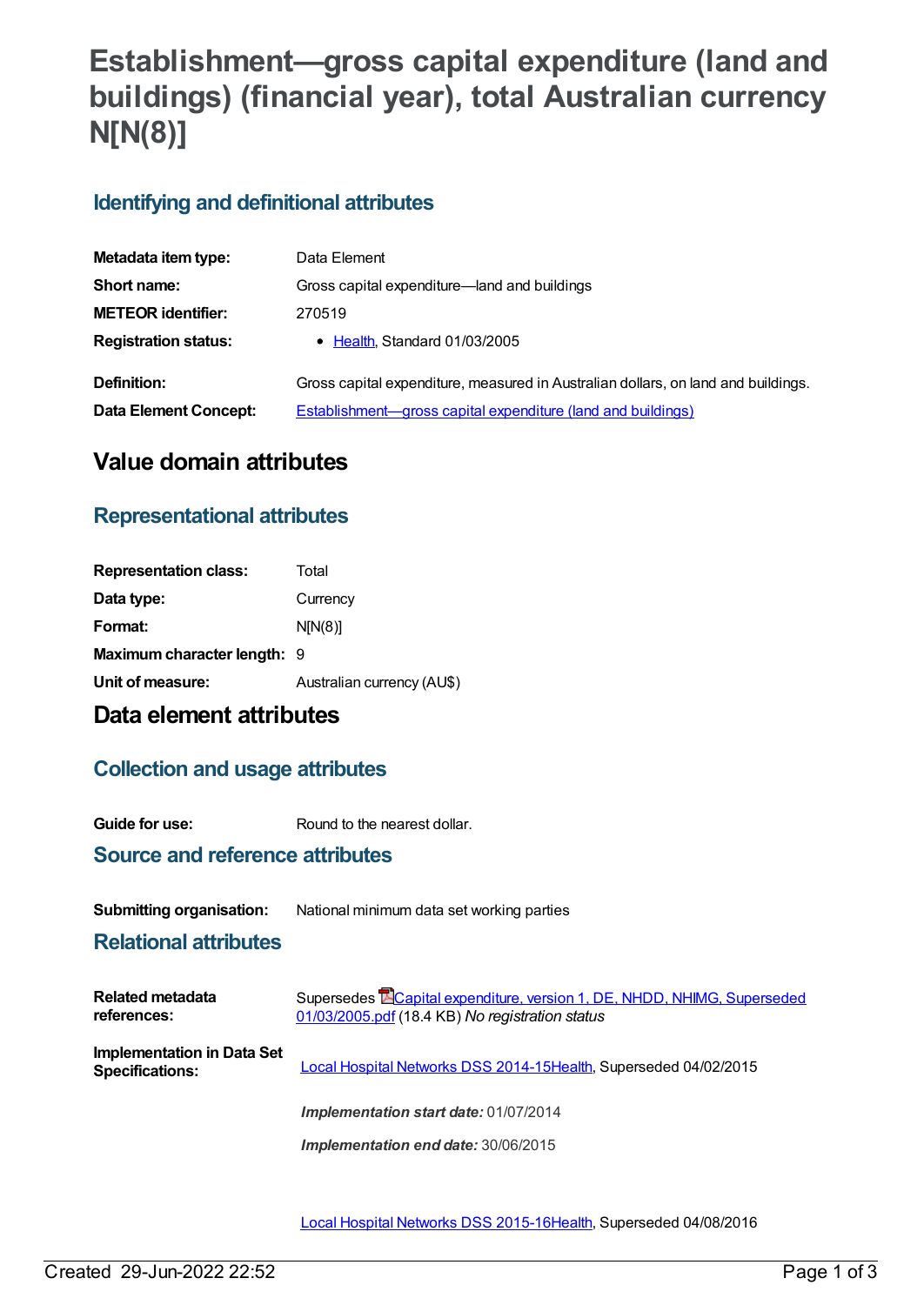# Establishment—gross capital expenditure (land and buildings) (financial year), total Australian currency N[N(8)]

## Identifying and definitional attributes

| | |
|---|---|
| **Metadata item type:** | Data Element |
| **Short name:** | Gross capital expenditure—land and buildings |
| **METEOR identifier:** | 270519 |
| **Registration status:** | • Health, Standard 01/03/2005 |
| **Definition:** | Gross capital expenditure, measured in Australian dollars, on land and buildings. |
| **Data Element Concept:** | Establishment—gross capital expenditure (land and buildings) |

# Value domain attributes

## Representational attributes

| | |
|---|---|
| **Representation class:** | Total |
| **Data type:** | Currency |
| **Format:** | N[N(8)] |
| **Maximum character length:** | 9 |
| **Unit of measure:** | Australian currency (AU$) |

# Data element attributes

## Collection and usage attributes

| | |
|---|---|
| **Guide for use:** | Round to the nearest dollar. |

## Source and reference attributes

| | |
|---|---|
| **Submitting organisation:** | National minimum data set working parties |

## Relational attributes

| | |
|---|---|
| **Related metadata references:** | Supersedes Capital expenditure, version 1, DE, NHDD, NHIMG, Superseded 01/03/2005.pdf (18.4 KB) *No registration status* |
| **Implementation in Data Set Specifications:** | Local Hospital Networks DSS 2014-15Health, Superseded 04/02/2015 |
| | ***Implementation start date:*** 01/07/2014 |
| | ***Implementation end date:*** 30/06/2015 |
| | Local Hospital Networks DSS 2015-16Health, Superseded 04/08/2016 |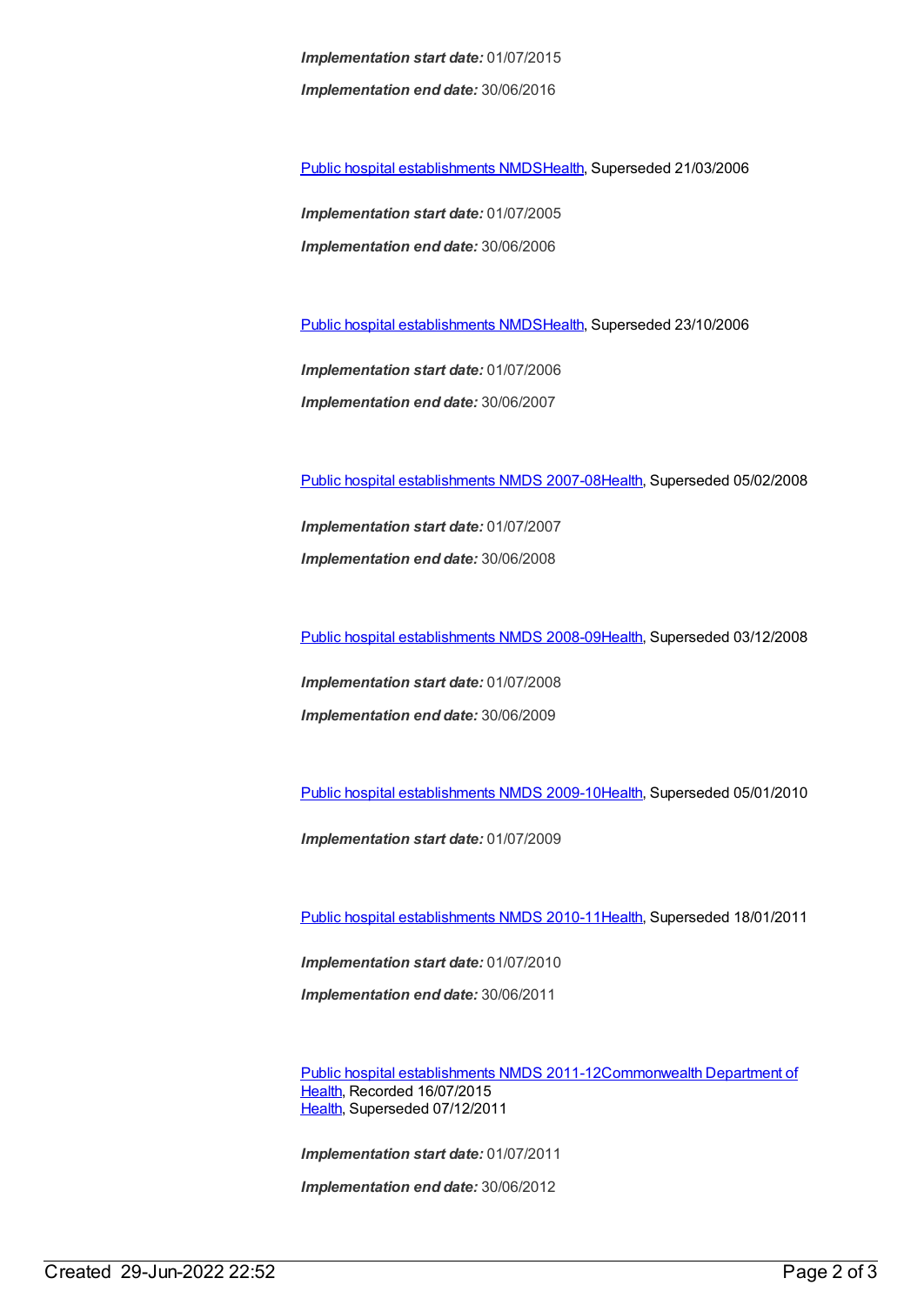***Implementation start date:*** 01/07/2015

***Implementation end date:*** 30/06/2016

Public hospital establishments NMDSHealth, Superseded 21/03/2006

***Implementation start date:*** 01/07/2005

***Implementation end date:*** 30/06/2006

Public hospital establishments NMDSHealth, Superseded 23/10/2006

***Implementation start date:*** 01/07/2006

***Implementation end date:*** 30/06/2007

Public hospital establishments NMDS 2007-08Health, Superseded 05/02/2008

***Implementation start date:*** 01/07/2007

***Implementation end date:*** 30/06/2008

Public hospital establishments NMDS 2008-09Health, Superseded 03/12/2008

***Implementation start date:*** 01/07/2008

***Implementation end date:*** 30/06/2009

Public hospital establishments NMDS 2009-10Health, Superseded 05/01/2010

***Implementation start date:*** 01/07/2009

Public hospital establishments NMDS 2010-11Health, Superseded 18/01/2011

***Implementation start date:*** 01/07/2010

***Implementation end date:*** 30/06/2011

Public hospital establishments NMDS 2011-12Commonwealth Department of Health, Recorded 16/07/2015
Health, Superseded 07/12/2011

***Implementation start date:*** 01/07/2011

***Implementation end date:*** 30/06/2012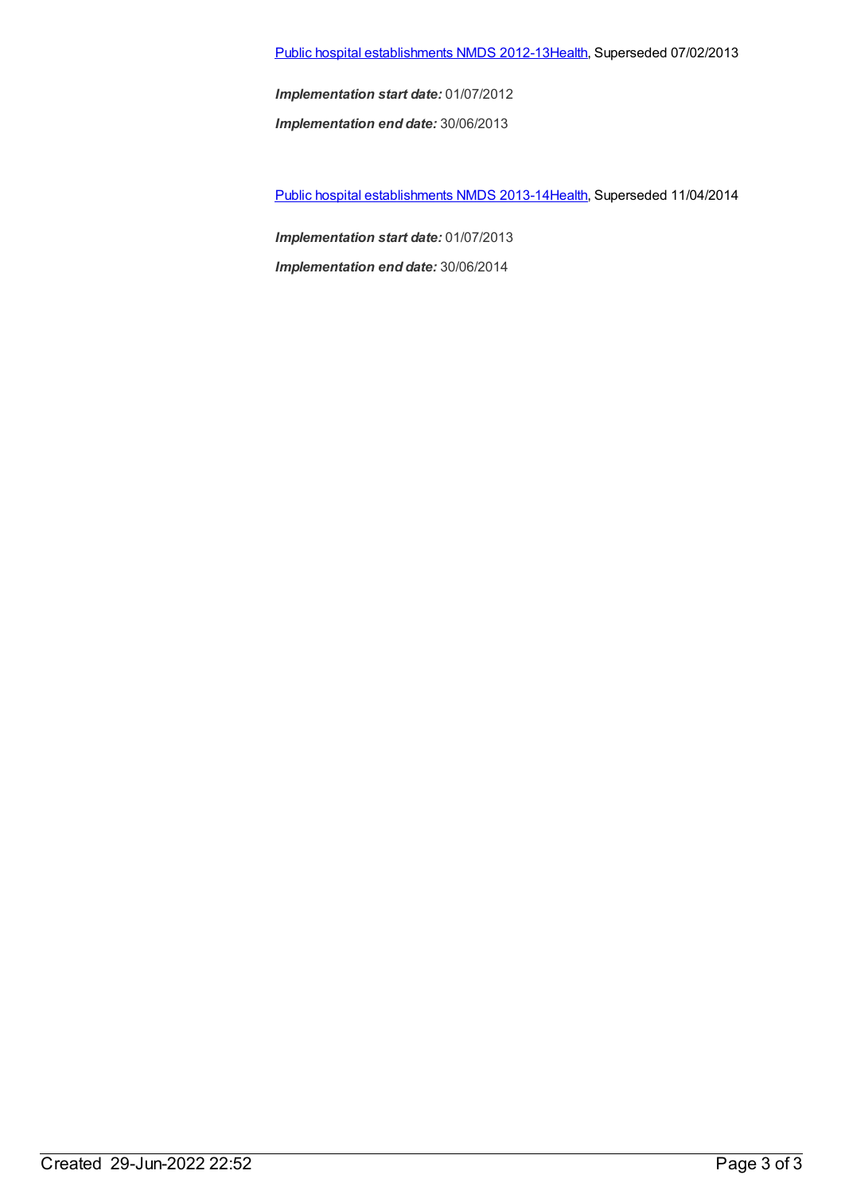Public hospital establishments NMDS 2012-13Health, Superseded 07/02/2013

***Implementation start date:*** 01/07/2012

***Implementation end date:*** 30/06/2013

Public hospital establishments NMDS 2013-14Health, Superseded 11/04/2014

***Implementation start date:*** 01/07/2013

***Implementation end date:*** 30/06/2014